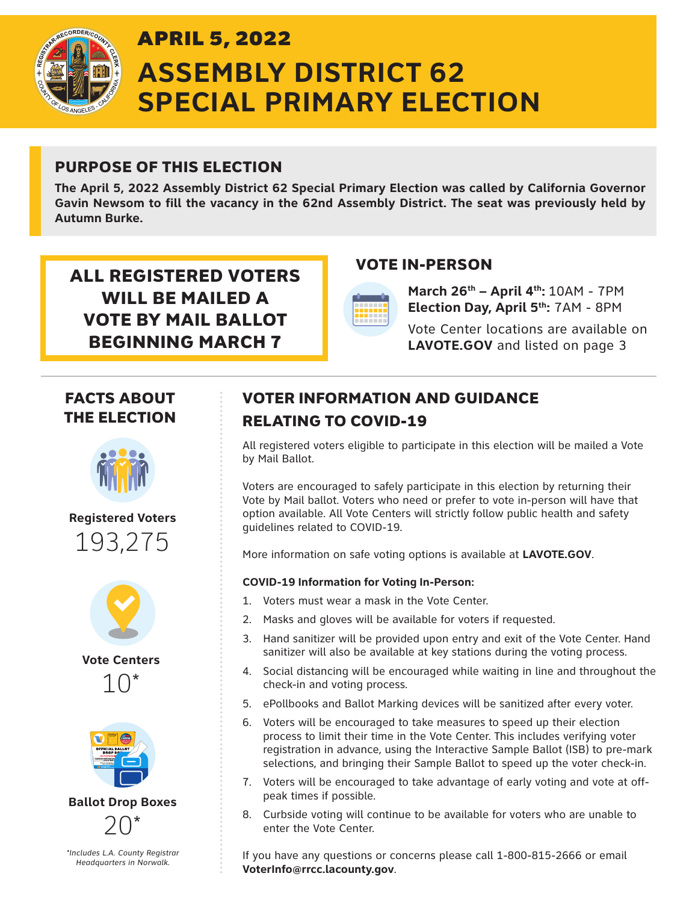# APRIL 5, 2022

# ASSEMBLY DISTRICT 62 SPECIAL PRIMARY ELECTION

## PURPOSE OF THIS ELECTION

**The April 5, 2022 Assembly District 62 Special Primary Election was called by California Governor Gavin Newsom to fill the vacancy in the 62nd Assembly District. The seat was previously held by Autumn Burke.**

**ALL REGISTERED VOTERS WILL BE MAILED A VOTE BY MAIL BALLOT BEGINNING MARCH 7**

## VOTE IN-PERSON

**March 26th – April 4th:** 10AM - 7PM
**Election Day, April 5th:** 7AM - 8PM

Vote Center locations are available on **LAVOTE.GOV** and listed on page 3

## FACTS ABOUT THE ELECTION

**Registered Voters**
193,275

**Vote Centers**
10*

**Ballot Drop Boxes**
20*

*\*Includes L.A. County Registrar Headquarters in Norwalk.*

## VOTER INFORMATION AND GUIDANCE RELATING TO COVID-19

All registered voters eligible to participate in this election will be mailed a Vote by Mail Ballot.

Voters are encouraged to safely participate in this election by returning their Vote by Mail ballot. Voters who need or prefer to vote in-person will have that option available. All Vote Centers will strictly follow public health and safety guidelines related to COVID-19.

More information on safe voting options is available at **LAVOTE.GOV**.

**COVID-19 Information for Voting In-Person:**

1. Voters must wear a mask in the Vote Center.
2. Masks and gloves will be available for voters if requested.
3. Hand sanitizer will be provided upon entry and exit of the Vote Center. Hand sanitizer will also be available at key stations during the voting process.
4. Social distancing will be encouraged while waiting in line and throughout the check-in and voting process.
5. ePollbooks and Ballot Marking devices will be sanitized after every voter.
6. Voters will be encouraged to take measures to speed up their election process to limit their time in the Vote Center. This includes verifying voter registration in advance, using the Interactive Sample Ballot (ISB) to pre-mark selections, and bringing their Sample Ballot to speed up the voter check-in.
7. Voters will be encouraged to take advantage of early voting and vote at off-peak times if possible.
8. Curbside voting will continue to be available for voters who are unable to enter the Vote Center.

If you have any questions or concerns please call 1-800-815-2666 or email **VoterInfo@rrcc.lacounty.gov**.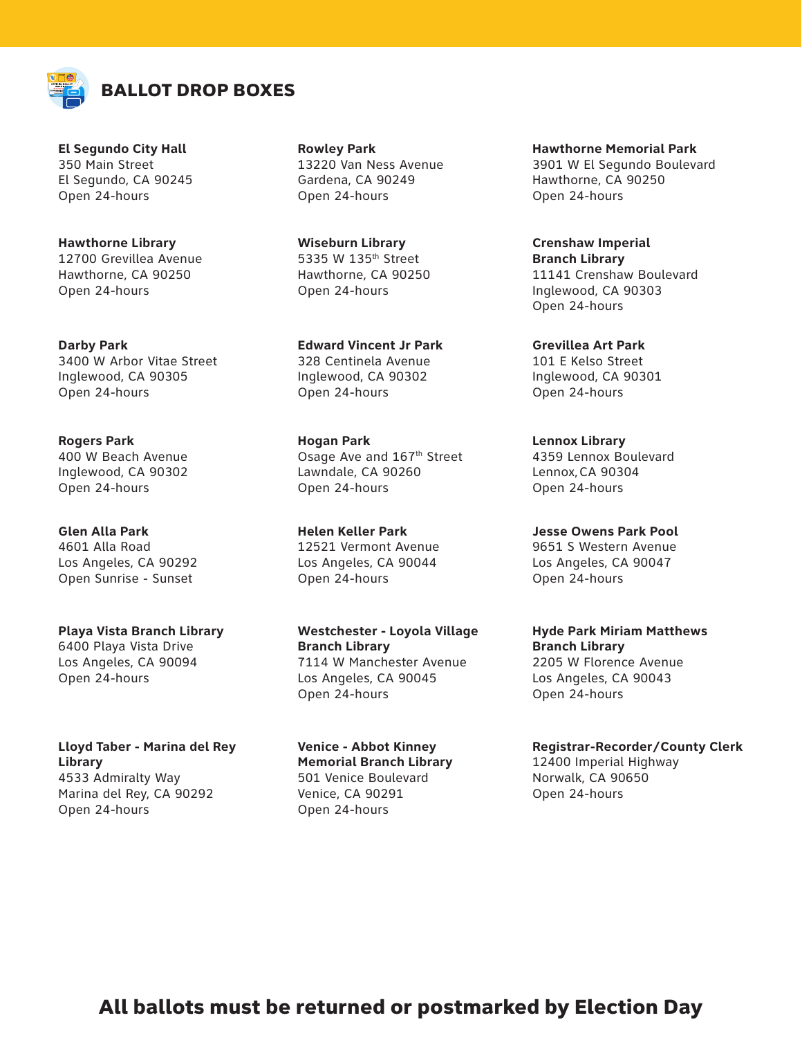# BALLOT DROP BOXES

**El Segundo City Hall**
350 Main Street
El Segundo, CA 90245
Open 24-hours

**Rowley Park**
13220 Van Ness Avenue
Gardena, CA 90249
Open 24-hours

**Hawthorne Memorial Park**
3901 W El Segundo Boulevard
Hawthorne, CA 90250
Open 24-hours

**Hawthorne Library**
12700 Grevillea Avenue
Hawthorne, CA 90250
Open 24-hours

**Wiseburn Library**
5335 W 135th Street
Hawthorne, CA 90250
Open 24-hours

**Crenshaw Imperial Branch Library**
11141 Crenshaw Boulevard
Inglewood, CA 90303
Open 24-hours

**Darby Park**
3400 W Arbor Vitae Street
Inglewood, CA 90305
Open 24-hours

**Edward Vincent Jr Park**
328 Centinela Avenue
Inglewood, CA 90302
Open 24-hours

**Grevillea Art Park**
101 E Kelso Street
Inglewood, CA 90301
Open 24-hours

**Rogers Park**
400 W Beach Avenue
Inglewood, CA 90302
Open 24-hours

**Hogan Park**
Osage Ave and 167th Street
Lawndale, CA 90260
Open 24-hours

**Lennox Library**
4359 Lennox Boulevard
Lennox, CA 90304
Open 24-hours

**Glen Alla Park**
4601 Alla Road
Los Angeles, CA 90292
Open Sunrise - Sunset

**Helen Keller Park**
12521 Vermont Avenue
Los Angeles, CA 90044
Open 24-hours

**Jesse Owens Park Pool**
9651 S Western Avenue
Los Angeles, CA 90047
Open 24-hours

**Playa Vista Branch Library**
6400 Playa Vista Drive
Los Angeles, CA 90094
Open 24-hours

**Westchester - Loyola Village Branch Library**
7114 W Manchester Avenue
Los Angeles, CA 90045
Open 24-hours

**Hyde Park Miriam Matthews Branch Library**
2205 W Florence Avenue
Los Angeles, CA 90043
Open 24-hours

**Lloyd Taber - Marina del Rey Library**
4533 Admiralty Way
Marina del Rey, CA 90292
Open 24-hours

**Venice - Abbot Kinney Memorial Branch Library**
501 Venice Boulevard
Venice, CA 90291
Open 24-hours

**Registrar-Recorder/County Clerk**
12400 Imperial Highway
Norwalk, CA 90650
Open 24-hours

**All ballots must be returned or postmarked by Election Day**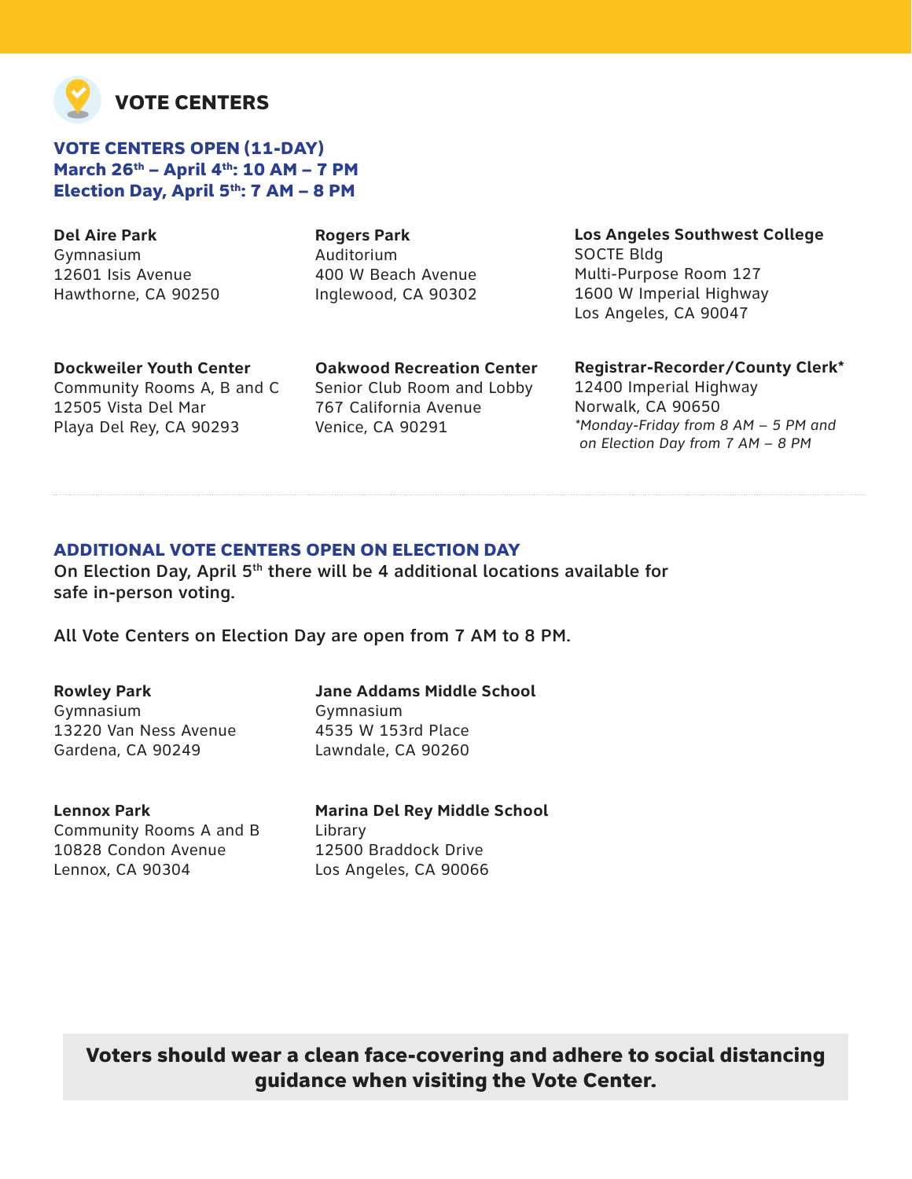## VOTE CENTERS

**VOTE CENTERS OPEN (11-DAY)**
**March 26th – April 4th: 10 AM – 7 PM**
**Election Day, April 5th: 7 AM – 8 PM**

**Del Aire Park**
Gymnasium
12601 Isis Avenue
Hawthorne, CA 90250

**Rogers Park**
Auditorium
400 W Beach Avenue
Inglewood, CA 90302

**Los Angeles Southwest College**
SOCTE Bldg
Multi-Purpose Room 127
1600 W Imperial Highway
Los Angeles, CA 90047

**Dockweiler Youth Center**
Community Rooms A, B and C
12505 Vista Del Mar
Playa Del Rey, CA 90293

**Oakwood Recreation Center**
Senior Club Room and Lobby
767 California Avenue
Venice, CA 90291

**Registrar-Recorder/County Clerk***
12400 Imperial Highway
Norwalk, CA 90650
*\*Monday-Friday from 8 AM – 5 PM and on Election Day from 7 AM – 8 PM*

---

**ADDITIONAL VOTE CENTERS OPEN ON ELECTION DAY**

**On Election Day, April 5th there will be 4 additional locations available for safe in-person voting.**

**All Vote Centers on Election Day are open from 7 AM to 8 PM.**

**Rowley Park**
Gymnasium
13220 Van Ness Avenue
Gardena, CA 90249

**Jane Addams Middle School**
Gymnasium
4535 W 153rd Place
Lawndale, CA 90260

**Lennox Park**
Community Rooms A and B
10828 Condon Avenue
Lennox, CA 90304

**Marina Del Rey Middle School**
Library
12500 Braddock Drive
Los Angeles, CA 90066

**Voters should wear a clean face-covering and adhere to social distancing guidance when visiting the Vote Center.**